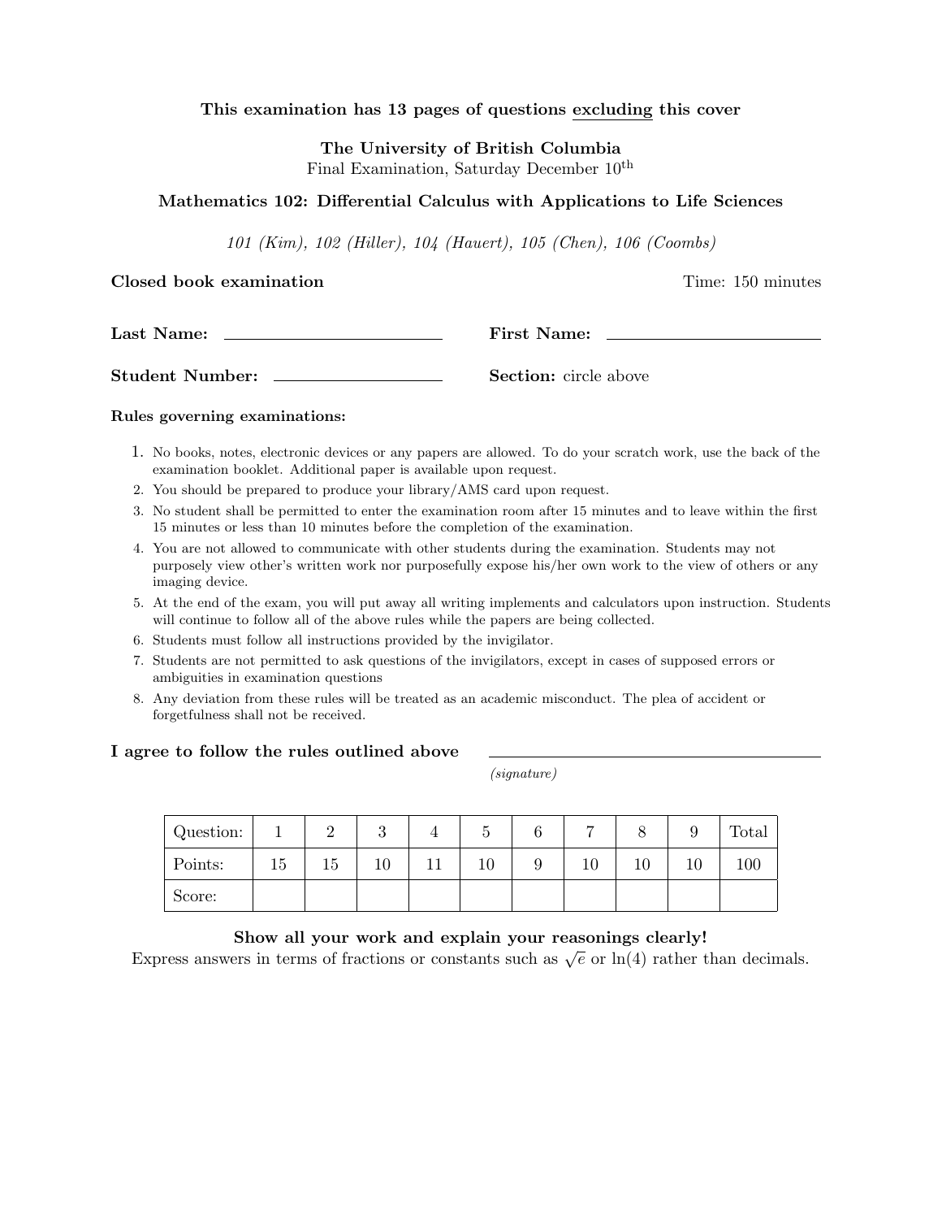**This examination has 13 pages of questions excluding this cover**

**The University of British Columbia**
Final Examination, Saturday December 10th

**Mathematics 102: Differential Calculus with Applications to Life Sciences**

*101 (Kim), 102 (Hiller), 104 (Hauert), 105 (Chen), 106 (Coombs)*

**Closed book examination** Time: 150 minutes

**Last Name:** ____________________ **First Name:** ____________________

**Student Number:** ____________________ **Section:** circle above

**Rules governing examinations:**

1. No books, notes, electronic devices or any papers are allowed. To do your scratch work, use the back of the examination booklet. Additional paper is available upon request.
2. You should be prepared to produce your library/AMS card upon request.
3. No student shall be permitted to enter the examination room after 15 minutes and to leave within the first 15 minutes or less than 10 minutes before the completion of the examination.
4. You are not allowed to communicate with other students during the examination. Students may not purposely view other's written work nor purposefully expose his/her own work to the view of others or any imaging device.
5. At the end of the exam, you will put away all writing implements and calculators upon instruction. Students will continue to follow all of the above rules while the papers are being collected.
6. Students must follow all instructions provided by the invigilator.
7. Students are not permitted to ask questions of the invigilators, except in cases of supposed errors or ambiguities in examination questions
8. Any deviation from these rules will be treated as an academic misconduct. The plea of accident or forgetfulness shall not be received.

**I agree to follow the rules outlined above** ____________________
*(signature)*

| Question: | 1 | 2 | 3 | 4 | 5 | 6 | 7 | 8 | 9 | Total |
|---|---|---|---|---|---|---|---|---|---|---|
| Points: | 15 | 15 | 10 | 11 | 10 | 9 | 10 | 10 | 10 | 100 |
| Score: | | | | | | | | | | |

**Show all your work and explain your reasonings clearly!**
Express answers in terms of fractions or constants such as $\sqrt{e}$ or $\ln(4)$ rather than decimals.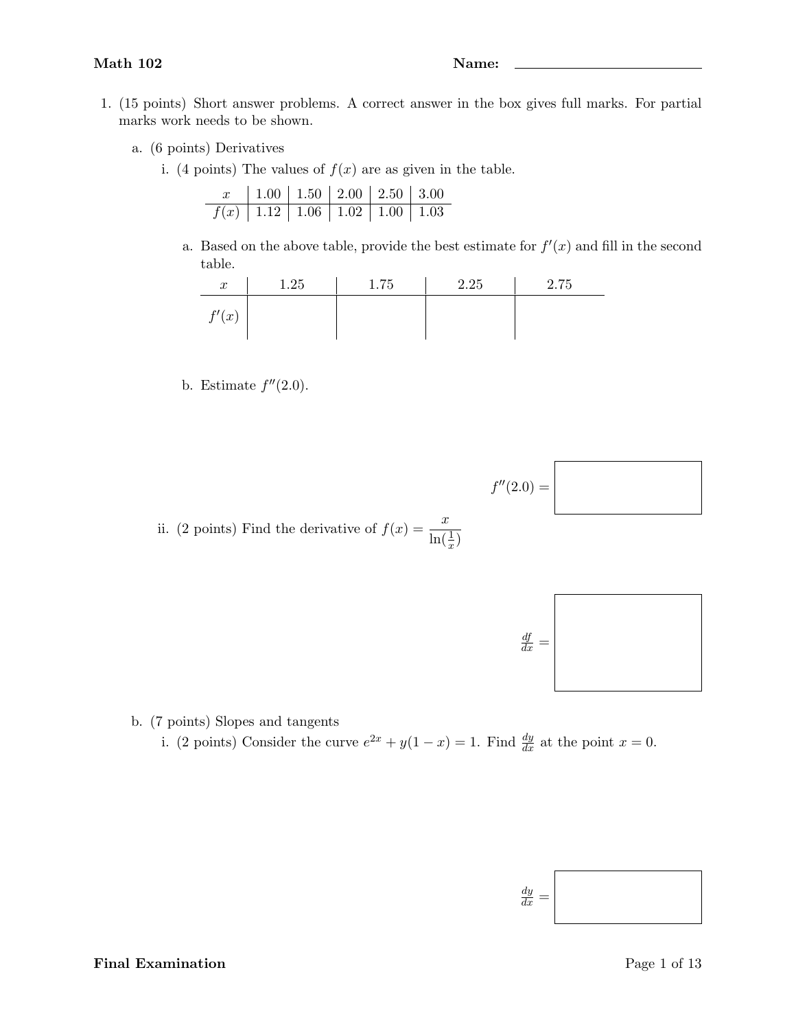**Math 102** **Name:** ____________________

1. (15 points) Short answer problems. A correct answer in the box gives full marks. For partial marks work needs to be shown.

   a. (6 points) Derivatives

      i. (4 points) The values of $f(x)$ are as given in the table.

| $x$ | 1.00 | 1.50 | 2.00 | 2.50 | 3.00 |
|---|---|---|---|---|---|
| $f(x)$ | 1.12 | 1.06 | 1.02 | 1.00 | 1.03 |

      a. Based on the above table, provide the best estimate for $f'(x)$ and fill in the second table.

| $x$ | 1.25 | 1.75 | 2.25 | 2.75 |
|---|---|---|---|---|
| $f'(x)$ | | | | |

      b. Estimate $f''(2.0)$.

$f''(2.0) =$ 

      ii. (2 points) Find the derivative of $f(x) = \dfrac{x}{\ln(\frac{1}{x})}$

$\frac{df}{dx} =$ 

   b. (7 points) Slopes and tangents

      i. (2 points) Consider the curve $e^{2x} + y(1-x) = 1$. Find $\frac{dy}{dx}$ at the point $x = 0$.

$\frac{dy}{dx} =$ 

**Final Examination**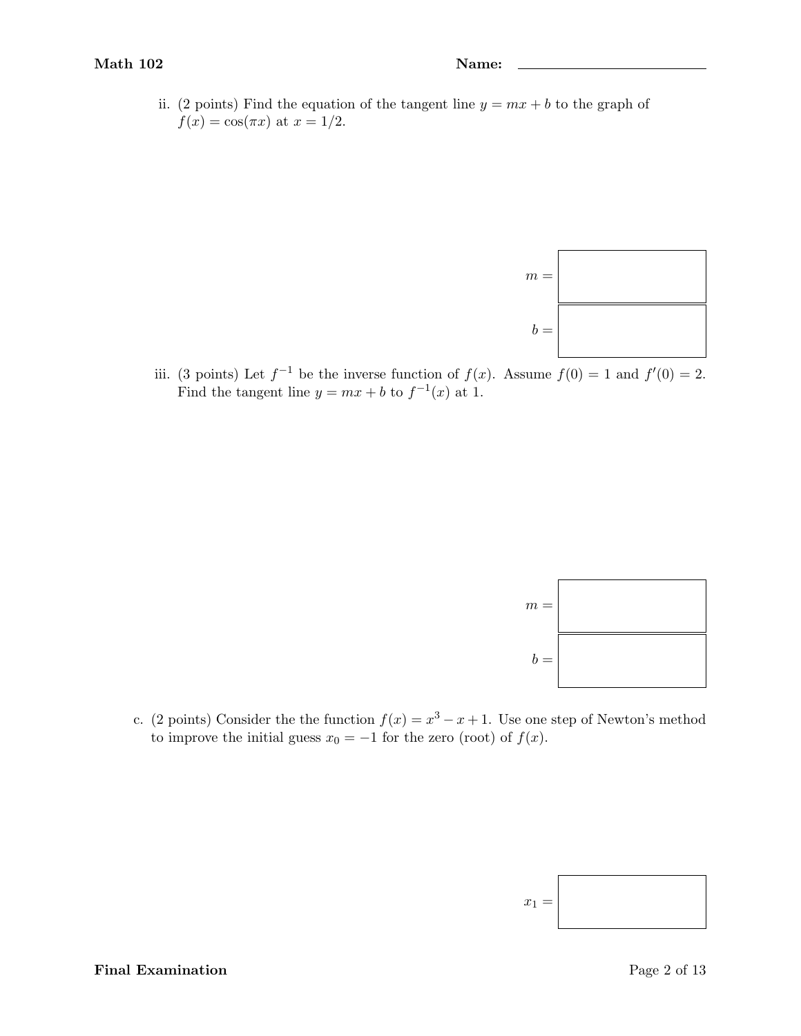ii. (2 points) Find the equation of the tangent line $y = mx + b$ to the graph of $f(x) = \cos(\pi x)$ at $x = 1/2$.

$m =$

$b =$

iii. (3 points) Let $f^{-1}$ be the inverse function of $f(x)$. Assume $f(0) = 1$ and $f'(0) = 2$. Find the tangent line $y = mx + b$ to $f^{-1}(x)$ at 1.

$m =$

$b =$

c. (2 points) Consider the the function $f(x) = x^3 - x + 1$. Use one step of Newton's method to improve the initial guess $x_0 = -1$ for the zero (root) of $f(x)$.

$x_1 =$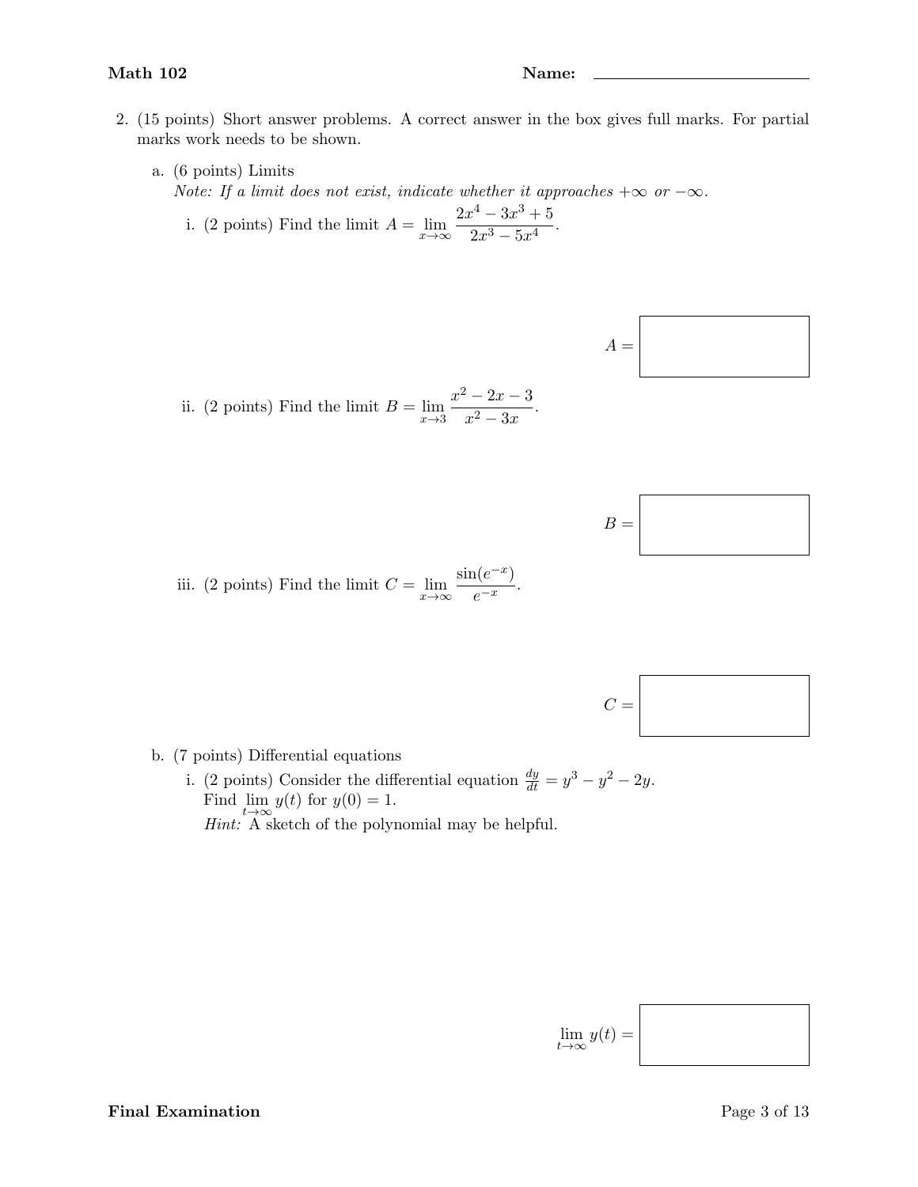2. (15 points) Short answer problems. A correct answer in the box gives full marks. For partial marks work needs to be shown.

   a. (6 points) Limits
   *Note: If a limit does not exist, indicate whether it approaches $+\infty$ or $-\infty$.*

      i. (2 points) Find the limit $A = \lim_{x\to\infty} \dfrac{2x^4 - 3x^3 + 5}{2x^3 - 5x^4}$.

      $A =$ 

      ii. (2 points) Find the limit $B = \lim_{x\to 3} \dfrac{x^2 - 2x - 3}{x^2 - 3x}$.

      $B =$ 

      iii. (2 points) Find the limit $C = \lim_{x\to\infty} \dfrac{\sin(e^{-x})}{e^{-x}}$.

      $C =$ 

   b. (7 points) Differential equations

      i. (2 points) Consider the differential equation $\frac{dy}{dt} = y^3 - y^2 - 2y$.
      Find $\lim_{t\to\infty} y(t)$ for $y(0) = 1$.
      *Hint:* A sketch of the polynomial may be helpful.

      $\lim_{t\to\infty} y(t) =$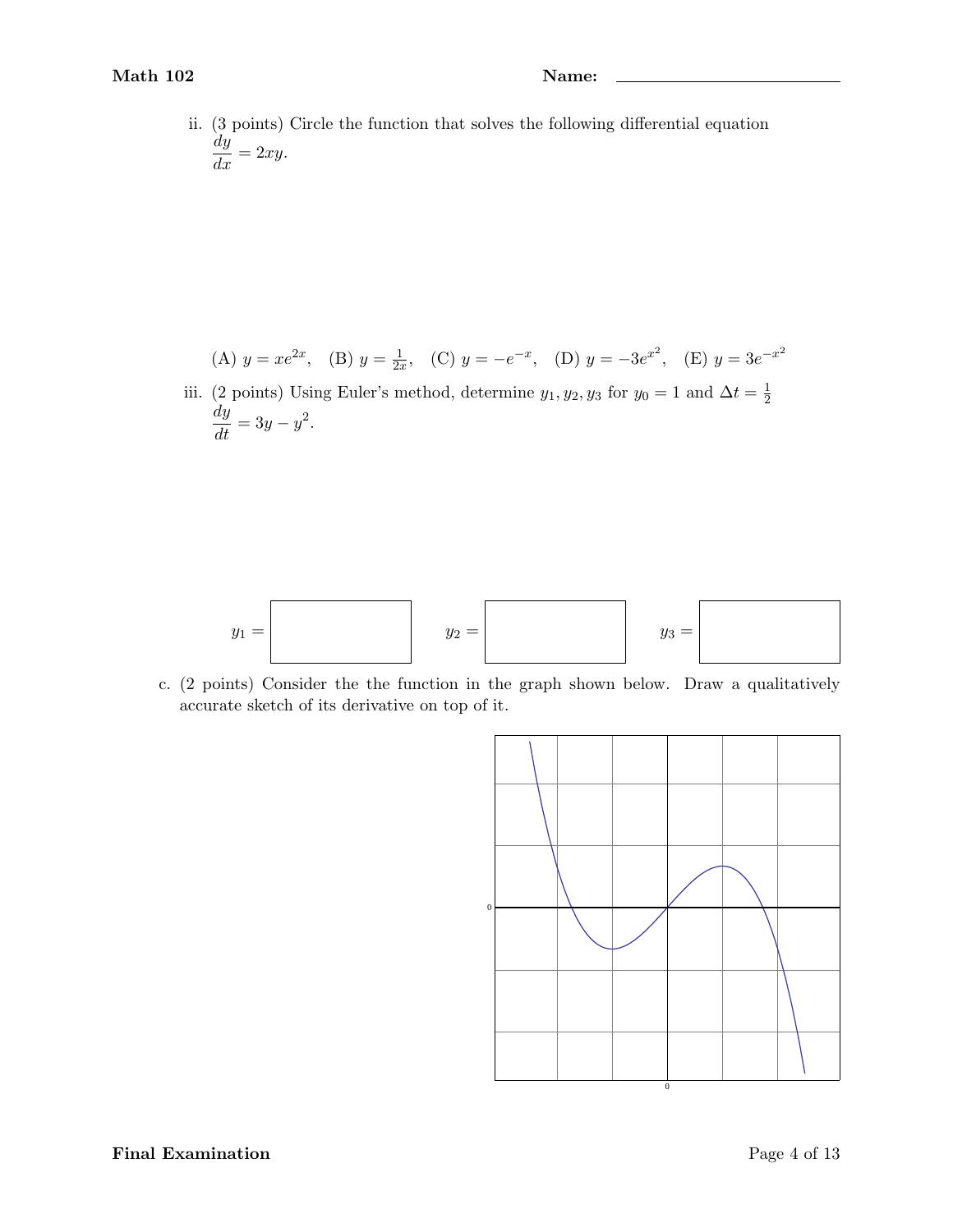ii. (3 points) Circle the function that solves the following differential equation
$\dfrac{dy}{dx} = 2xy.$

(A) $y = xe^{2x}$, (B) $y = \frac{1}{2x}$, (C) $y = -e^{-x}$, (D) $y = -3e^{x^2}$, (E) $y = 3e^{-x^2}$

iii. (2 points) Using Euler's method, determine $y_1, y_2, y_3$ for $y_0 = 1$ and $\Delta t = \frac{1}{2}$
$\dfrac{dy}{dt} = 3y - y^2.$

$y_1 =$ ☐ $y_2 =$ ☐ $y_3 =$ ☐

c. (2 points) Consider the the function in the graph shown below. Draw a qualitatively accurate sketch of its derivative on top of it.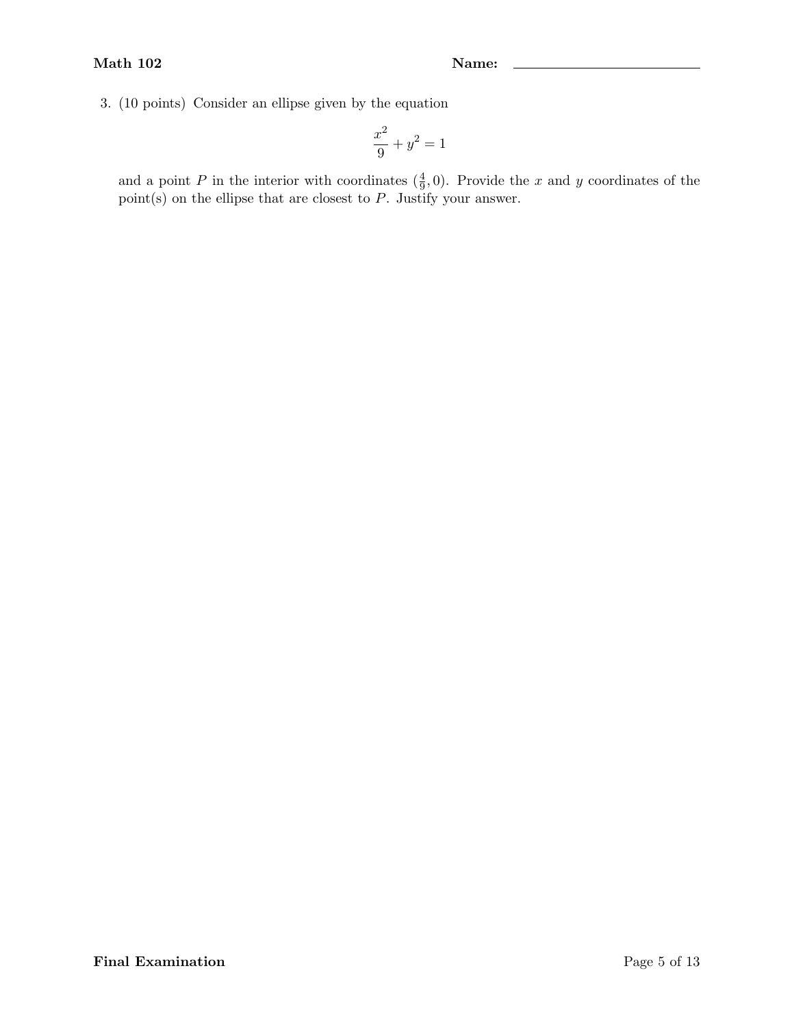3. (10 points) Consider an ellipse given by the equation

$$\frac{x^2}{9} + y^2 = 1$$

and a point $P$ in the interior with coordinates $(\frac{4}{9}, 0)$. Provide the $x$ and $y$ coordinates of the point(s) on the ellipse that are closest to $P$. Justify your answer.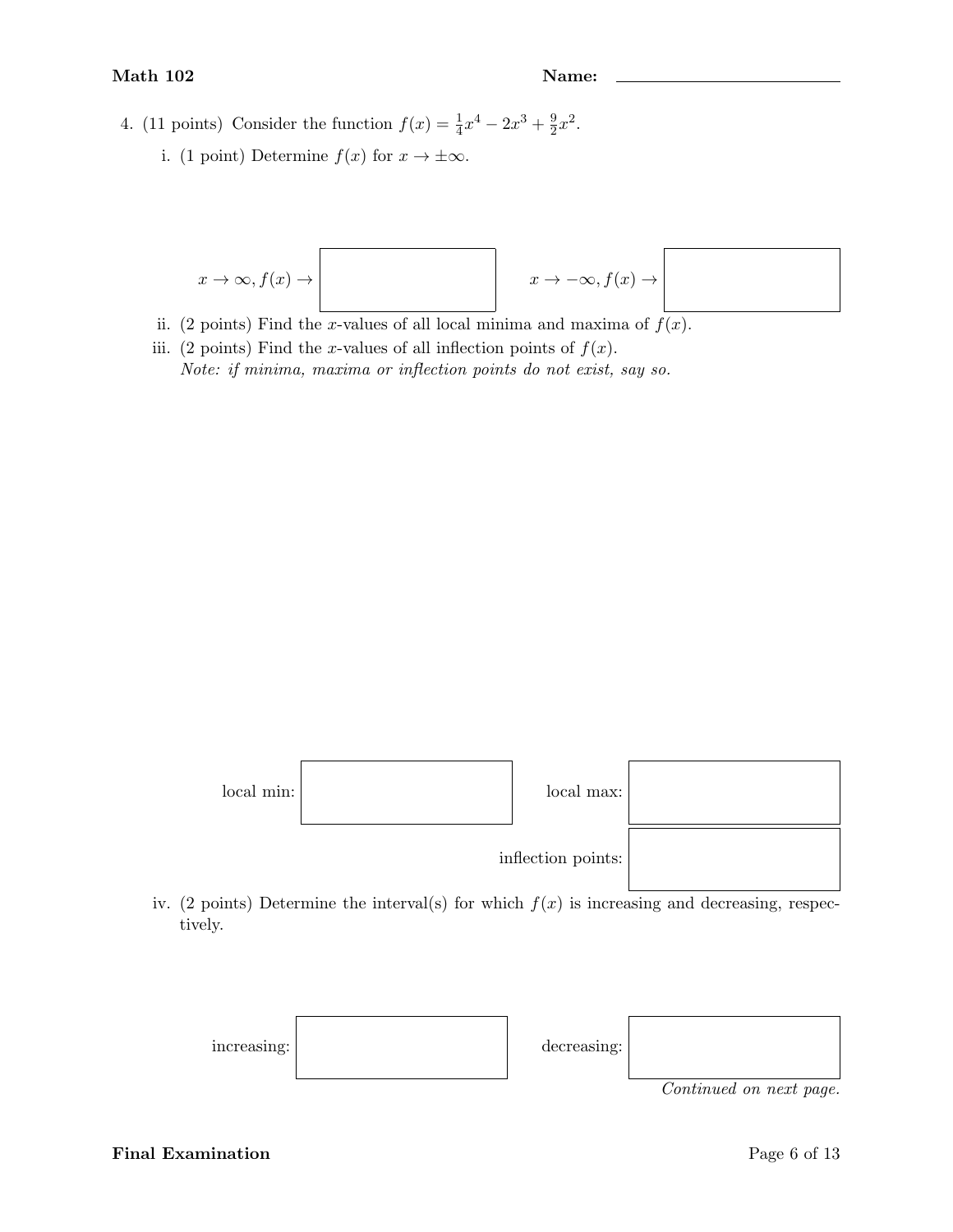4. (11 points) Consider the function $f(x) = \frac{1}{4}x^4 - 2x^3 + \frac{9}{2}x^2$.

   i. (1 point) Determine $f(x)$ for $x \to \pm\infty$.

   $x \to \infty, f(x) \to$ [ ] $\quad x \to -\infty, f(x) \to$ [ ]

   ii. (2 points) Find the $x$-values of all local minima and maxima of $f(x)$.

   iii. (2 points) Find the $x$-values of all inflection points of $f(x)$.
   *Note: if minima, maxima or inflection points do not exist, say so.*

   local min: [ ] $\quad$ local max: [ ]

   inflection points: [ ]

   iv. (2 points) Determine the interval(s) for which $f(x)$ is increasing and decreasing, respectively.

   increasing: [ ] $\quad$ decreasing: [ ]

*Continued on next page.*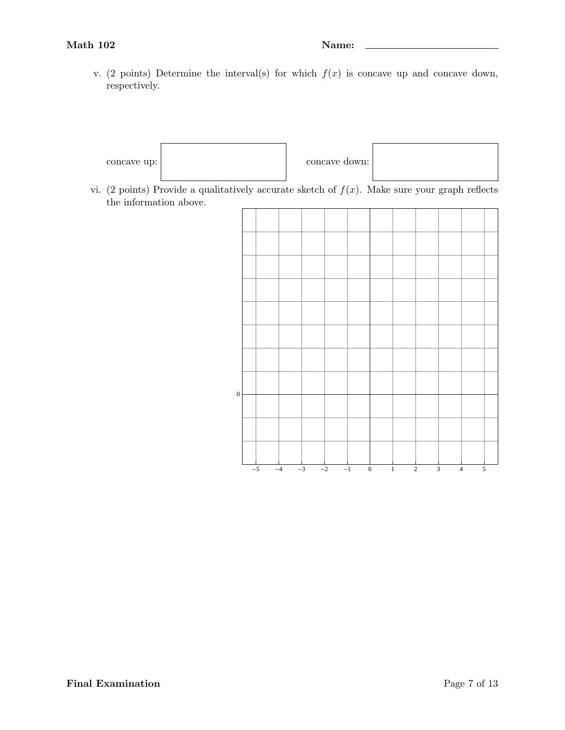v. (2 points) Determine the interval(s) for which $f(x)$ is concave up and concave down, respectively.

concave up: ____________ concave down: ____________

vi. (2 points) Provide a qualitatively accurate sketch of $f(x)$. Make sure your graph reflects the information above.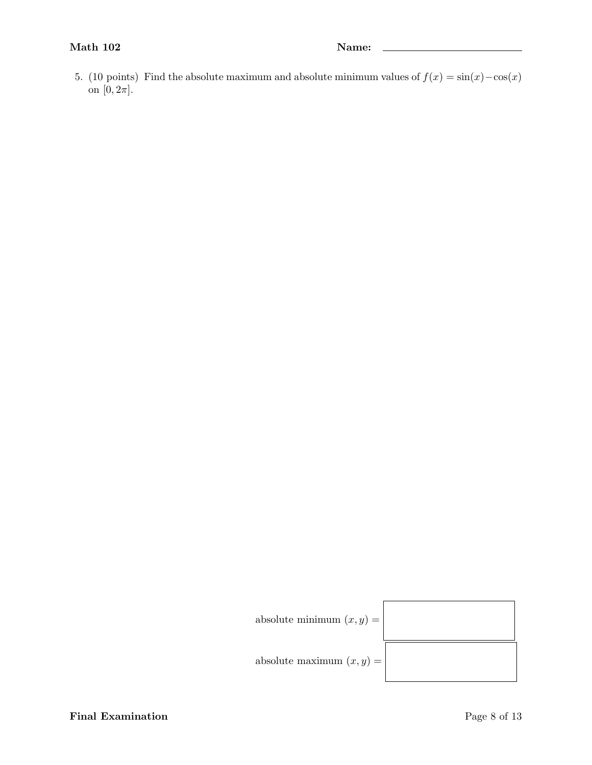5. (10 points) Find the absolute maximum and absolute minimum values of $f(x) = \sin(x) - \cos(x)$ on $[0, 2\pi]$.

absolute minimum $(x, y) =$ ______

absolute maximum $(x, y) =$ ______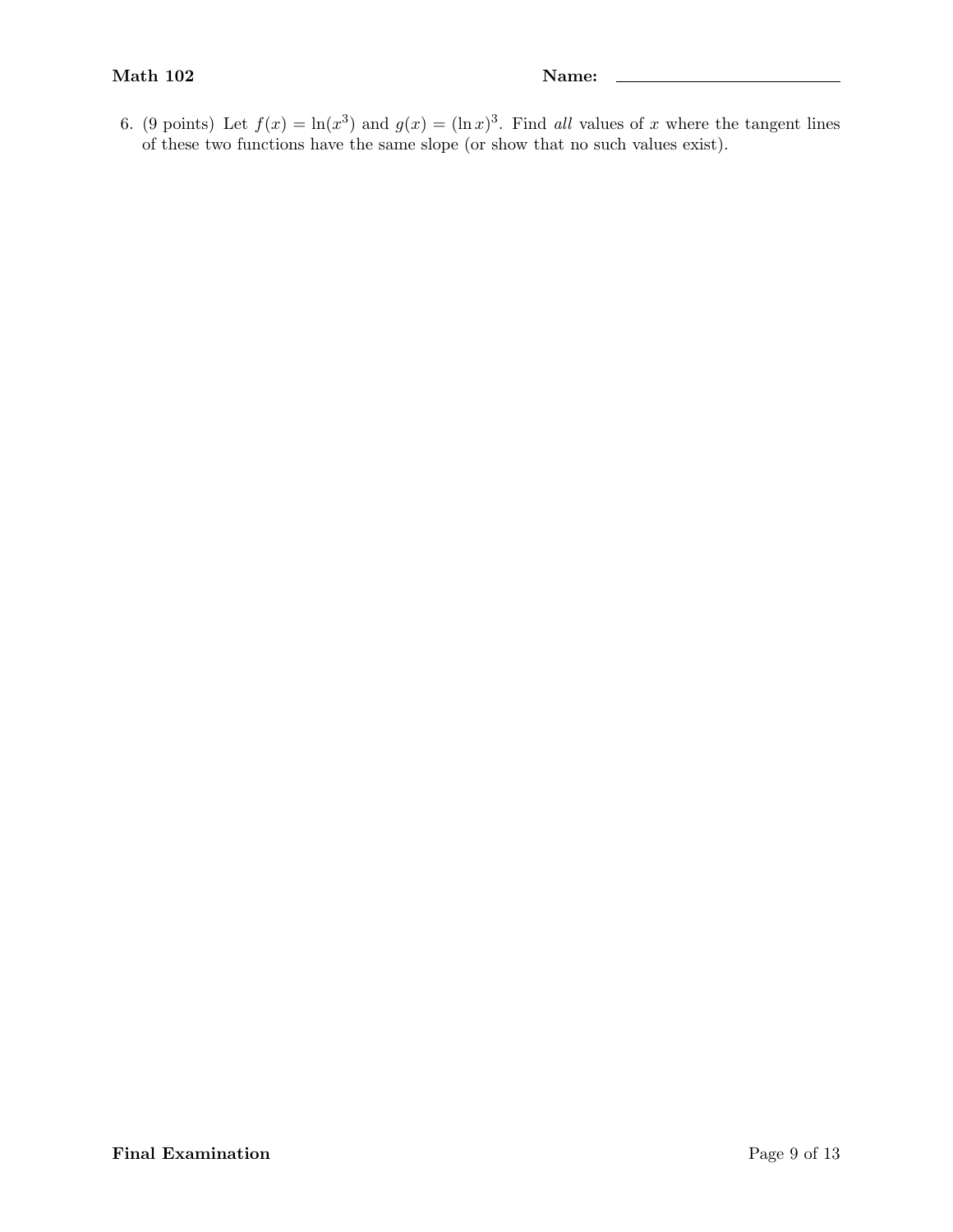6. (9 points) Let $f(x) = \ln(x^3)$ and $g(x) = (\ln x)^3$. Find *all* values of $x$ where the tangent lines of these two functions have the same slope (or show that no such values exist).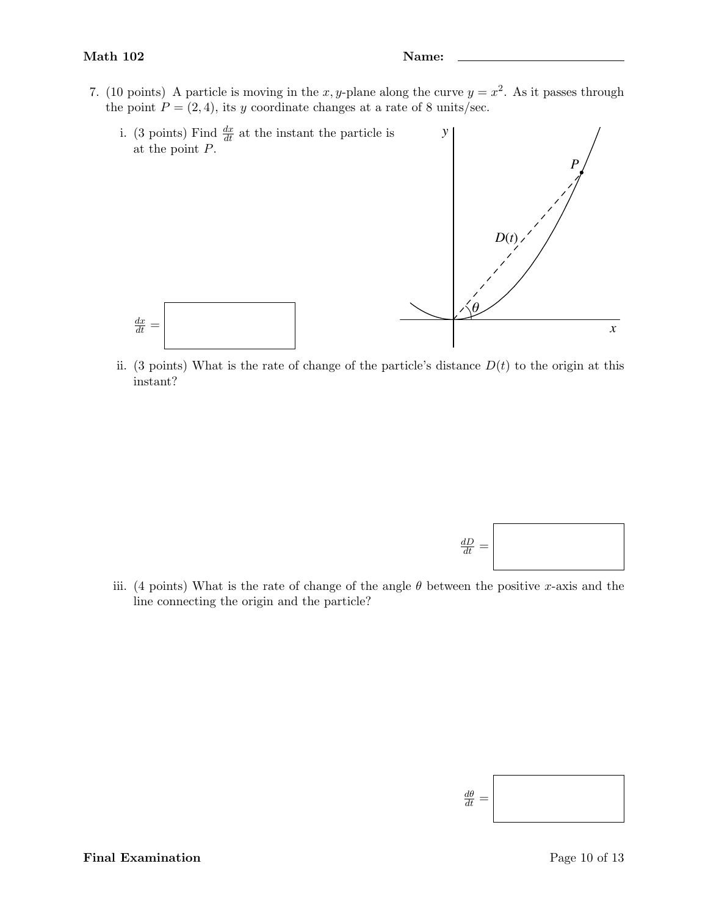7. (10 points) A particle is moving in the $x, y$-plane along the curve $y = x^2$. As it passes through the point $P = (2, 4)$, its $y$ coordinate changes at a rate of 8 units/sec.

   i. (3 points) Find $\frac{dx}{dt}$ at the instant the particle is at the point $P$.

   $\frac{dx}{dt} =$ 

   ii. (3 points) What is the rate of change of the particle's distance $D(t)$ to the origin at this instant?

   $\frac{dD}{dt} =$ 

   iii. (4 points) What is the rate of change of the angle $\theta$ between the positive $x$-axis and the line connecting the origin and the particle?

   $\frac{d\theta}{dt} =$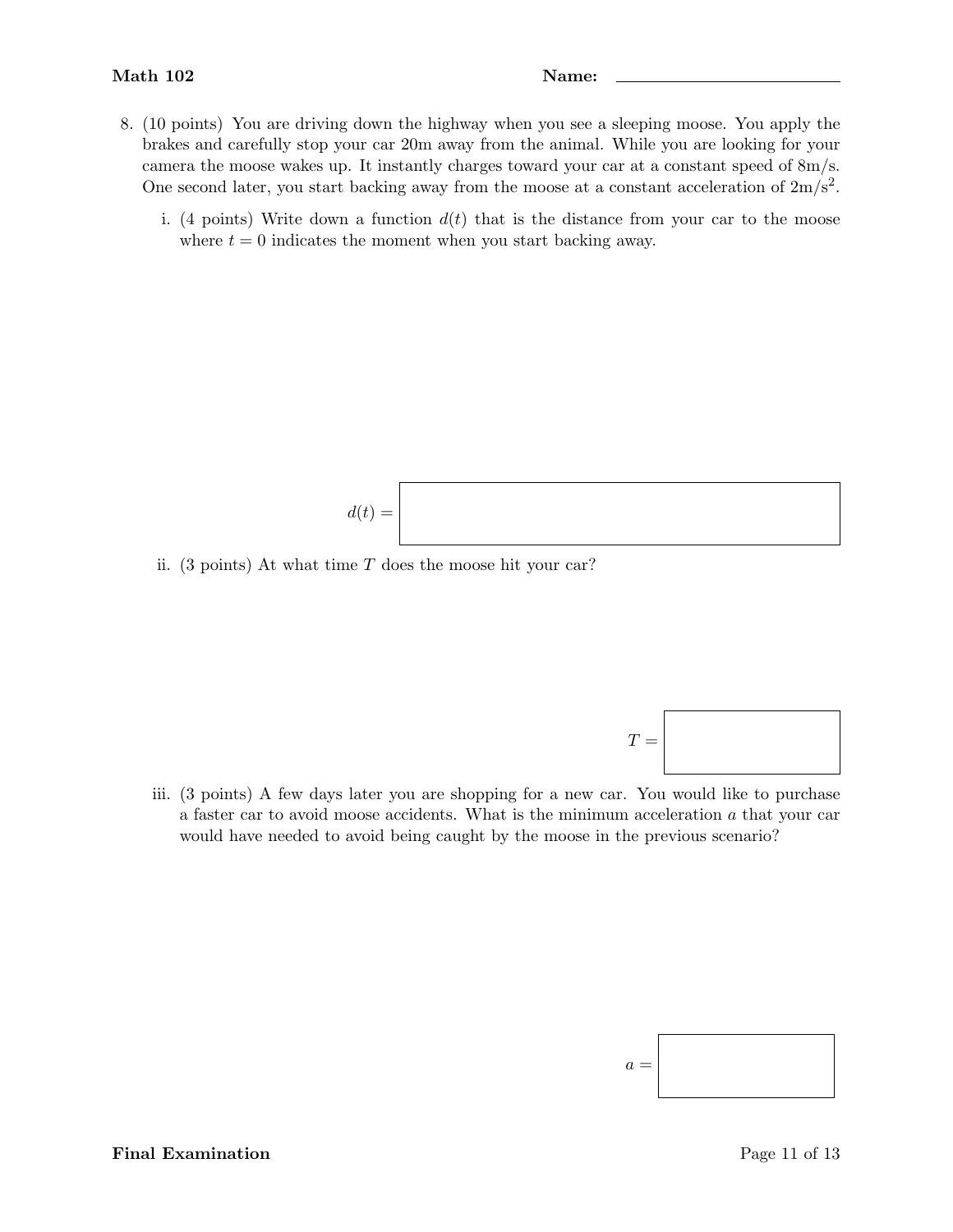8. (10 points) You are driving down the highway when you see a sleeping moose. You apply the brakes and carefully stop your car 20m away from the animal. While you are looking for your camera the moose wakes up. It instantly charges toward your car at a constant speed of 8m/s. One second later, you start backing away from the moose at a constant acceleration of $2\text{m/s}^2$.

   i. (4 points) Write down a function $d(t)$ that is the distance from your car to the moose where $t = 0$ indicates the moment when you start backing away.

   $d(t) =$ 

   ii. (3 points) At what time $T$ does the moose hit your car?

   $T =$ 

   iii. (3 points) A few days later you are shopping for a new car. You would like to purchase a faster car to avoid moose accidents. What is the minimum acceleration $a$ that your car would have needed to avoid being caught by the moose in the previous scenario?

   $a =$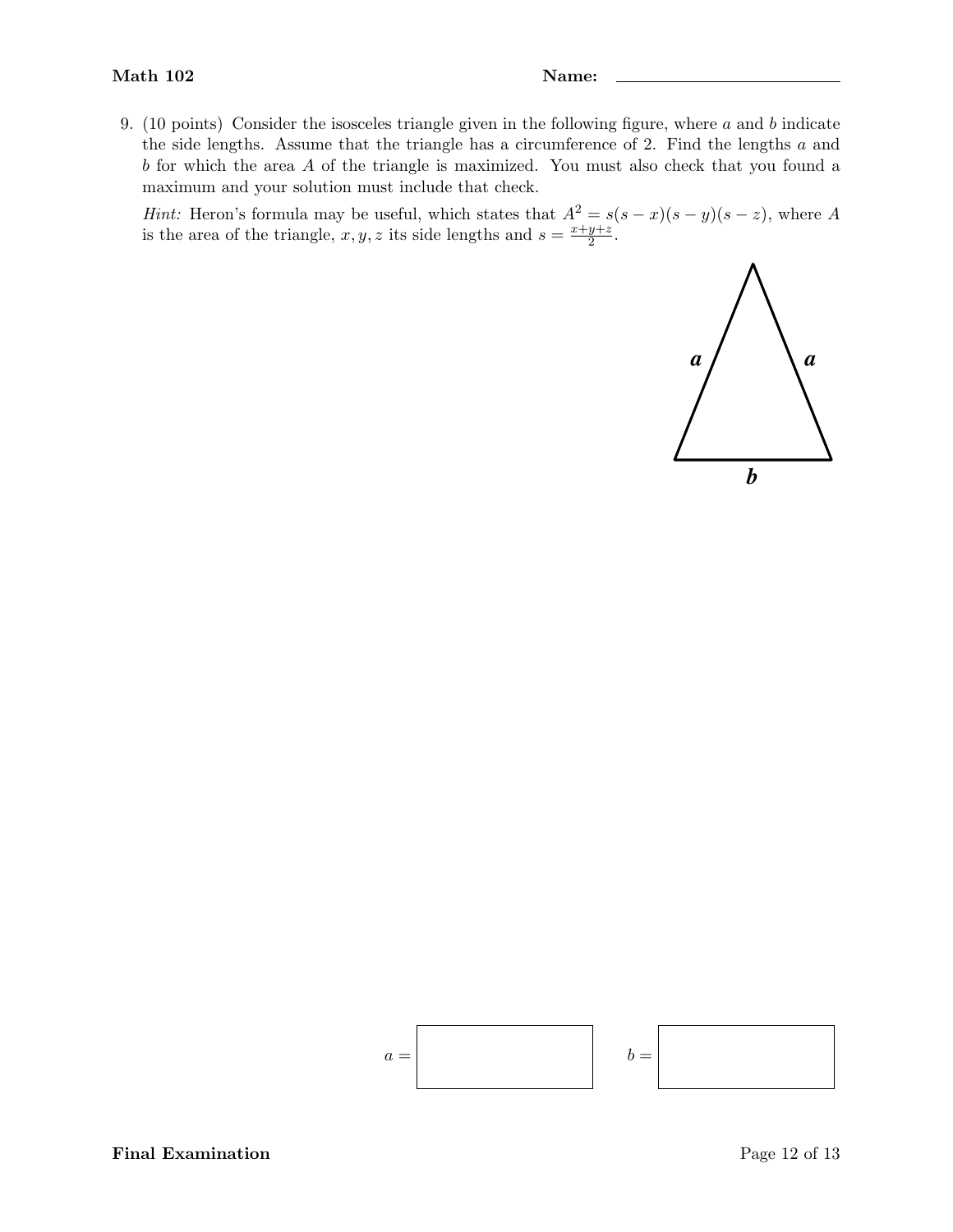9. (10 points) Consider the isosceles triangle given in the following figure, where $a$ and $b$ indicate the side lengths. Assume that the triangle has a circumference of 2. Find the lengths $a$ and $b$ for which the area $A$ of the triangle is maximized. You must also check that you found a maximum and your solution must include that check.

   *Hint:* Heron's formula may be useful, which states that $A^2 = s(s-x)(s-y)(s-z)$, where $A$ is the area of the triangle, $x, y, z$ its side lengths and $s = \frac{x+y+z}{2}$.

$a =$ ____________ $b =$ ____________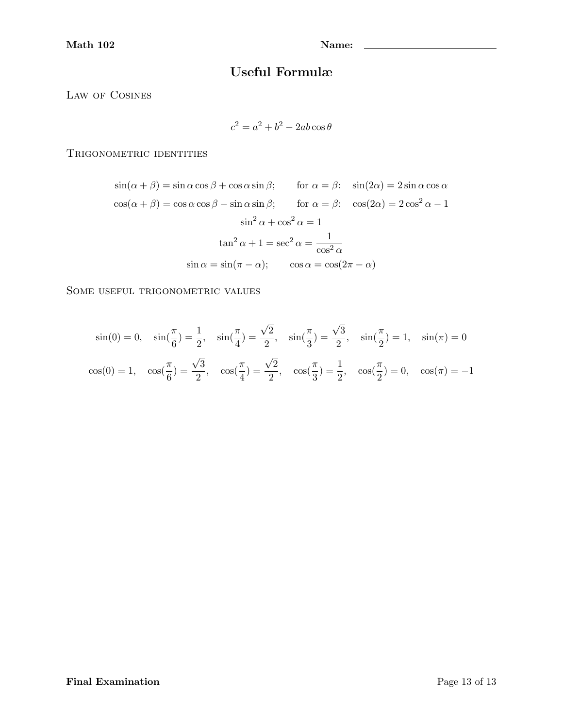Name: \_\_\_\_\_\_\_\_\_\_\_\_\_\_\_\_\_\_\_\_

# Useful Formulæ

Law of Cosines

$$c^2 = a^2 + b^2 - 2ab\cos\theta$$

Trigonometric identities

$$\sin(\alpha+\beta) = \sin\alpha\cos\beta + \cos\alpha\sin\beta; \qquad \text{for } \alpha=\beta: \quad \sin(2\alpha) = 2\sin\alpha\cos\alpha$$

$$\cos(\alpha+\beta) = \cos\alpha\cos\beta - \sin\alpha\sin\beta; \qquad \text{for } \alpha=\beta: \quad \cos(2\alpha) = 2\cos^2\alpha - 1$$

$$\sin^2\alpha + \cos^2\alpha = 1$$

$$\tan^2\alpha + 1 = \sec^2\alpha = \frac{1}{\cos^2\alpha}$$

$$\sin\alpha = \sin(\pi-\alpha); \qquad \cos\alpha = \cos(2\pi-\alpha)$$

Some useful trigonometric values

$$\sin(0) = 0, \quad \sin(\frac{\pi}{6}) = \frac{1}{2}, \quad \sin(\frac{\pi}{4}) = \frac{\sqrt{2}}{2}, \quad \sin(\frac{\pi}{3}) = \frac{\sqrt{3}}{2}, \quad \sin(\frac{\pi}{2}) = 1, \quad \sin(\pi) = 0$$

$$\cos(0) = 1, \quad \cos(\frac{\pi}{6}) = \frac{\sqrt{3}}{2}, \quad \cos(\frac{\pi}{4}) = \frac{\sqrt{2}}{2}, \quad \cos(\frac{\pi}{3}) = \frac{1}{2}, \quad \cos(\frac{\pi}{2}) = 0, \quad \cos(\pi) = -1$$